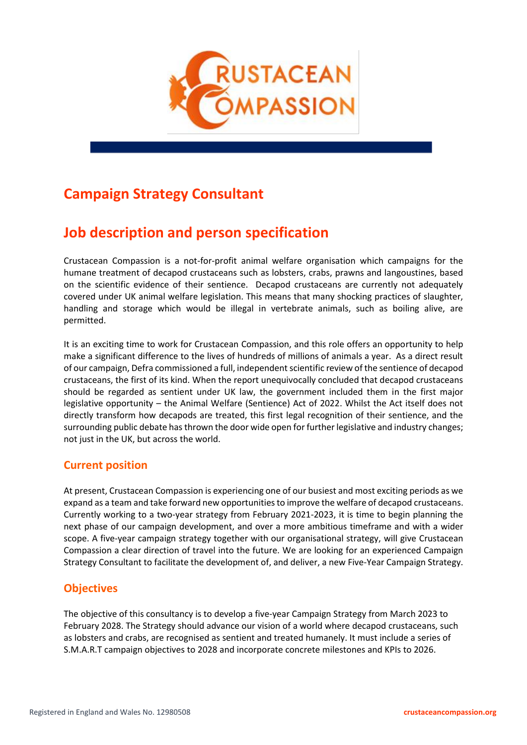# Campaign Strategy Consultant

# Job description and person specification

Crustacean Compassion is a not-for-profit animal welfare organisation which campaigns for the humane treatment of decapod crustaceans such as lobsters, crabs, prawns and langoustines, based on the scientific evidence of their sentience. Decapod crustaceans are currently not adequately covered under UK animal welfare legislation. This means that many shocking practices of slaughter, handling and storage which would be illegal in vertebrate animals, such as boiling alive, are permitted.

It is an exciting time to work for Crustacean Compassion, and this role offers an opportunity to help make a significant difference to the lives of hundreds of millions of animals a year. As a direct result of our campaign, Defra commissioned a full, independent scientific review of the sentience of decapod crustaceans, the first of its kind. When the report unequivocally concluded that decapod crustaceans should be regarded as sentient under UK law, the government included them in the first major legislative opportunity – the Animal Welfare (Sentience) Act of 2022. Whilst the Act itself does not directly transform how decapods are treated, this first legal recognition of their sentience, and the surrounding public debate has thrown the door wide open for further legislative and industry changes; not just in the UK, but across the world.

## Current position

At present, Crustacean Compassion is experiencing one of our busiest and most exciting periods as we expand as a team and take forward new opportunities to improve the welfare of decapod crustaceans. Currently working to a two-year strategy from February 2021-2023, it is time to begin planning the next phase of our campaign development, and over a more ambitious timeframe and with a wider scope. A five-year campaign strategy together with our organisational strategy, will give Crustacean Compassion a clear direction of travel into the future. We are looking for an experienced Campaign Strategy Consultant to facilitate the development of, and deliver, a new Five-Year Campaign Strategy.

## Objectives

The objective of this consultancy is to develop a five-year Campaign Strategy from March 2023 to February 2028. The Strategy should advance our vision of a world where decapod crustaceans, such as lobsters and crabs, are recognised as sentient and treated humanely. It must include a series of S.M.A.R.T campaign objectives to 2028 and incorporate concrete milestones and KPIs to 2026.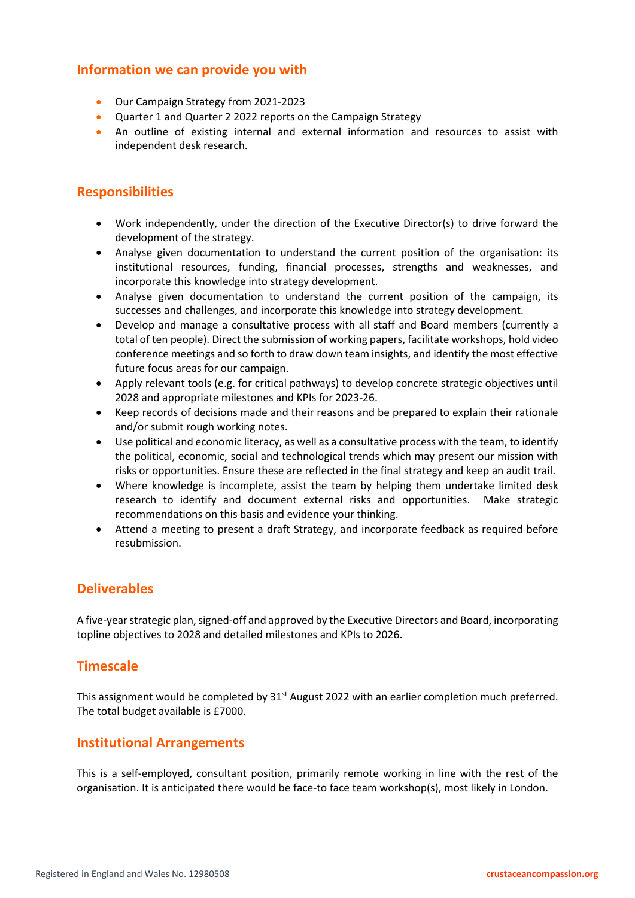## Information we can provide you with

- Our Campaign Strategy from 2021-2023
- Quarter 1 and Quarter 2 2022 reports on the Campaign Strategy
- An outline of existing internal and external information and resources to assist with independent desk research.

## Responsibilities

- Work independently, under the direction of the Executive Director(s) to drive forward the development of the strategy.
- Analyse given documentation to understand the current position of the organisation: its institutional resources, funding, financial processes, strengths and weaknesses, and incorporate this knowledge into strategy development.
- Analyse given documentation to understand the current position of the campaign, its successes and challenges, and incorporate this knowledge into strategy development.
- Develop and manage a consultative process with all staff and Board members (currently a total of ten people). Direct the submission of working papers, facilitate workshops, hold video conference meetings and so forth to draw down team insights, and identify the most effective future focus areas for our campaign.
- Apply relevant tools (e.g. for critical pathways) to develop concrete strategic objectives until 2028 and appropriate milestones and KPIs for 2023-26.
- Keep records of decisions made and their reasons and be prepared to explain their rationale and/or submit rough working notes.
- Use political and economic literacy, as well as a consultative process with the team, to identify the political, economic, social and technological trends which may present our mission with risks or opportunities. Ensure these are reflected in the final strategy and keep an audit trail.
- Where knowledge is incomplete, assist the team by helping them undertake limited desk research to identify and document external risks and opportunities. Make strategic recommendations on this basis and evidence your thinking.
- Attend a meeting to present a draft Strategy, and incorporate feedback as required before resubmission.

## Deliverables

A five-year strategic plan, signed-off and approved by the Executive Directors and Board, incorporating topline objectives to 2028 and detailed milestones and KPIs to 2026.

## Timescale

This assignment would be completed by 31st August 2022 with an earlier completion much preferred. The total budget available is £7000.

## Institutional Arrangements

This is a self-employed, consultant position, primarily remote working in line with the rest of the organisation. It is anticipated there would be face-to face team workshop(s), most likely in London.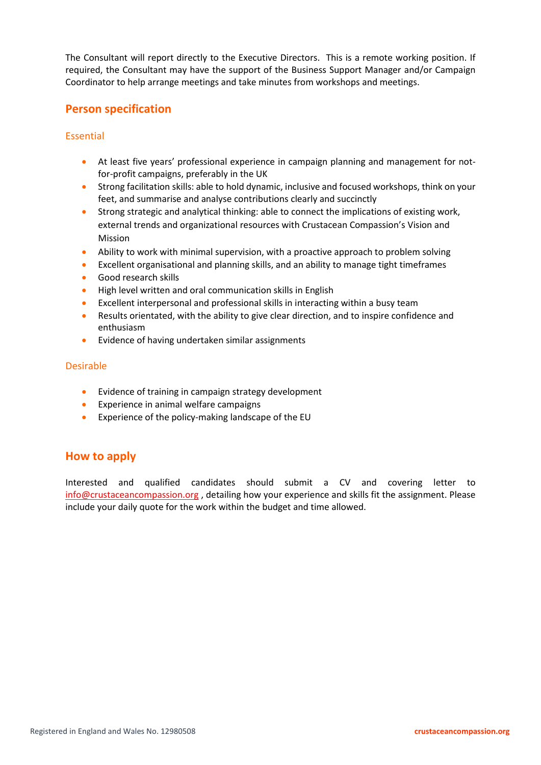The Consultant will report directly to the Executive Directors. This is a remote working position. If required, the Consultant may have the support of the Business Support Manager and/or Campaign Coordinator to help arrange meetings and take minutes from workshops and meetings.

## Person specification

### Essential

- At least five years' professional experience in campaign planning and management for not-for-profit campaigns, preferably in the UK
- Strong facilitation skills: able to hold dynamic, inclusive and focused workshops, think on your feet, and summarise and analyse contributions clearly and succinctly
- Strong strategic and analytical thinking: able to connect the implications of existing work, external trends and organizational resources with Crustacean Compassion's Vision and Mission
- Ability to work with minimal supervision, with a proactive approach to problem solving
- Excellent organisational and planning skills, and an ability to manage tight timeframes
- Good research skills
- High level written and oral communication skills in English
- Excellent interpersonal and professional skills in interacting within a busy team
- Results orientated, with the ability to give clear direction, and to inspire confidence and enthusiasm
- Evidence of having undertaken similar assignments

### Desirable

- Evidence of training in campaign strategy development
- Experience in animal welfare campaigns
- Experience of the policy-making landscape of the EU

## How to apply

Interested and qualified candidates should submit a CV and covering letter to info@crustaceancompassion.org , detailing how your experience and skills fit the assignment. Please include your daily quote for the work within the budget and time allowed.